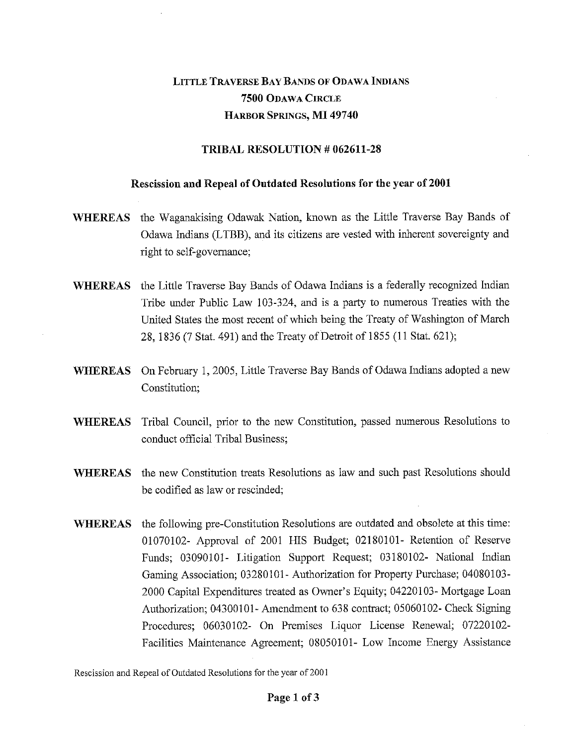**LITTLE TRAVERSE BAY BANDS OF ODAWA INDIANS**
**7500 ODAWA CIRCLE**
**HARBOR SPRINGS, MI 49740**

## TRIBAL RESOLUTION # 062611-28

### Rescission and Repeal of Outdated Resolutions for the year of 2001

**WHEREAS** the Waganakising Odawak Nation, known as the Little Traverse Bay Bands of Odawa Indians (LTBB), and its citizens are vested with inherent sovereignty and right to self-governance;

**WHEREAS** the Little Traverse Bay Bands of Odawa Indians is a federally recognized Indian Tribe under Public Law 103-324, and is a party to numerous Treaties with the United States the most recent of which being the Treaty of Washington of March 28, 1836 (7 Stat. 491) and the Treaty of Detroit of 1855 (11 Stat. 621);

**WHEREAS** On February 1, 2005, Little Traverse Bay Bands of Odawa Indians adopted a new Constitution;

**WHEREAS** Tribal Council, prior to the new Constitution, passed numerous Resolutions to conduct official Tribal Business;

**WHEREAS** the new Constitution treats Resolutions as law and such past Resolutions should be codified as law or rescinded;

**WHEREAS** the following pre-Constitution Resolutions are outdated and obsolete at this time: 01070102- Approval of 2001 HIS Budget; 02180101- Retention of Reserve Funds; 03090101- Litigation Support Request; 03180102- National Indian Gaming Association; 03280101- Authorization for Property Purchase; 04080103- 2000 Capital Expenditures treated as Owner's Equity; 04220103- Mortgage Loan Authorization; 04300101- Amendment to 638 contract; 05060102- Check Signing Procedures; 06030102- On Premises Liquor License Renewal; 07220102- Facilities Maintenance Agreement; 08050101- Low Income Energy Assistance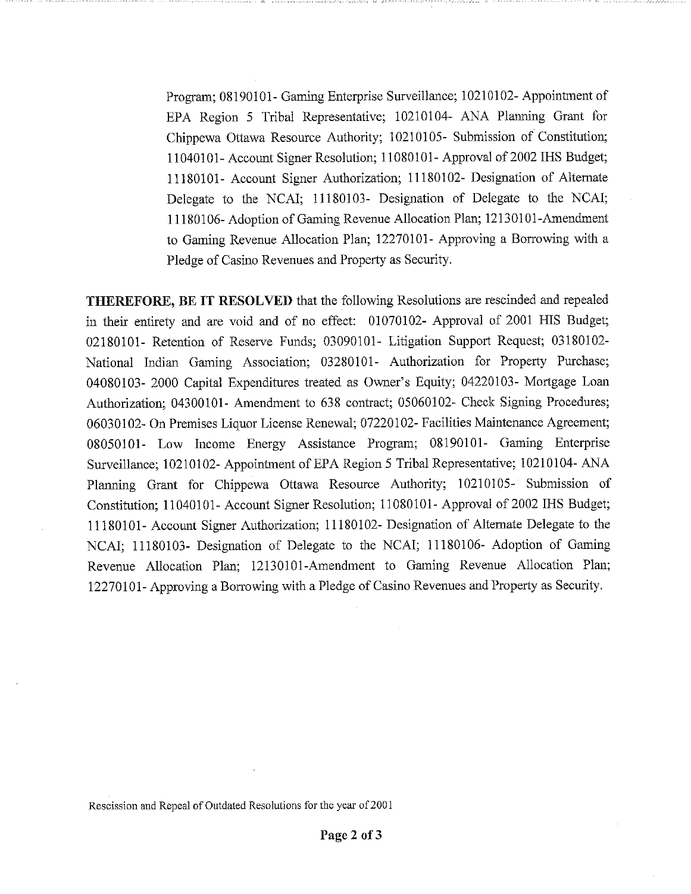Program; 08190101- Gaming Enterprise Surveillance; 10210102- Appointment of EPA Region 5 Tribal Representative; 10210104- ANA Planning Grant for Chippewa Ottawa Resource Authority; 10210105- Submission of Constitution; 11040101- Account Signer Resolution; 11080101- Approval of 2002 IHS Budget; 11180101- Account Signer Authorization; 11180102- Designation of Alternate Delegate to the NCAI; 11180103- Designation of Delegate to the NCAI; 11180106- Adoption of Gaming Revenue Allocation Plan; 12130101-Amendment to Gaming Revenue Allocation Plan; 12270101- Approving a Borrowing with a Pledge of Casino Revenues and Property as Security.

**THEREFORE, BE IT RESOLVED** that the following Resolutions are rescinded and repealed in their entirety and are void and of no effect: 01070102- Approval of 2001 HIS Budget; 02180101- Retention of Reserve Funds; 03090101- Litigation Support Request; 03180102- National Indian Gaming Association; 03280101- Authorization for Property Purchase; 04080103- 2000 Capital Expenditures treated as Owner's Equity; 04220103- Mortgage Loan Authorization; 04300101- Amendment to 638 contract; 05060102- Check Signing Procedures; 06030102- On Premises Liquor License Renewal; 07220102- Facilities Maintenance Agreement; 08050101- Low Income Energy Assistance Program; 08190101- Gaming Enterprise Surveillance; 10210102- Appointment of EPA Region 5 Tribal Representative; 10210104- ANA Planning Grant for Chippewa Ottawa Resource Authority; 10210105- Submission of Constitution; 11040101- Account Signer Resolution; 11080101- Approval of 2002 IHS Budget; 11180101- Account Signer Authorization; 11180102- Designation of Alternate Delegate to the NCAI; 11180103- Designation of Delegate to the NCAI; 11180106- Adoption of Gaming Revenue Allocation Plan; 12130101-Amendment to Gaming Revenue Allocation Plan; 12270101- Approving a Borrowing with a Pledge of Casino Revenues and Property as Security.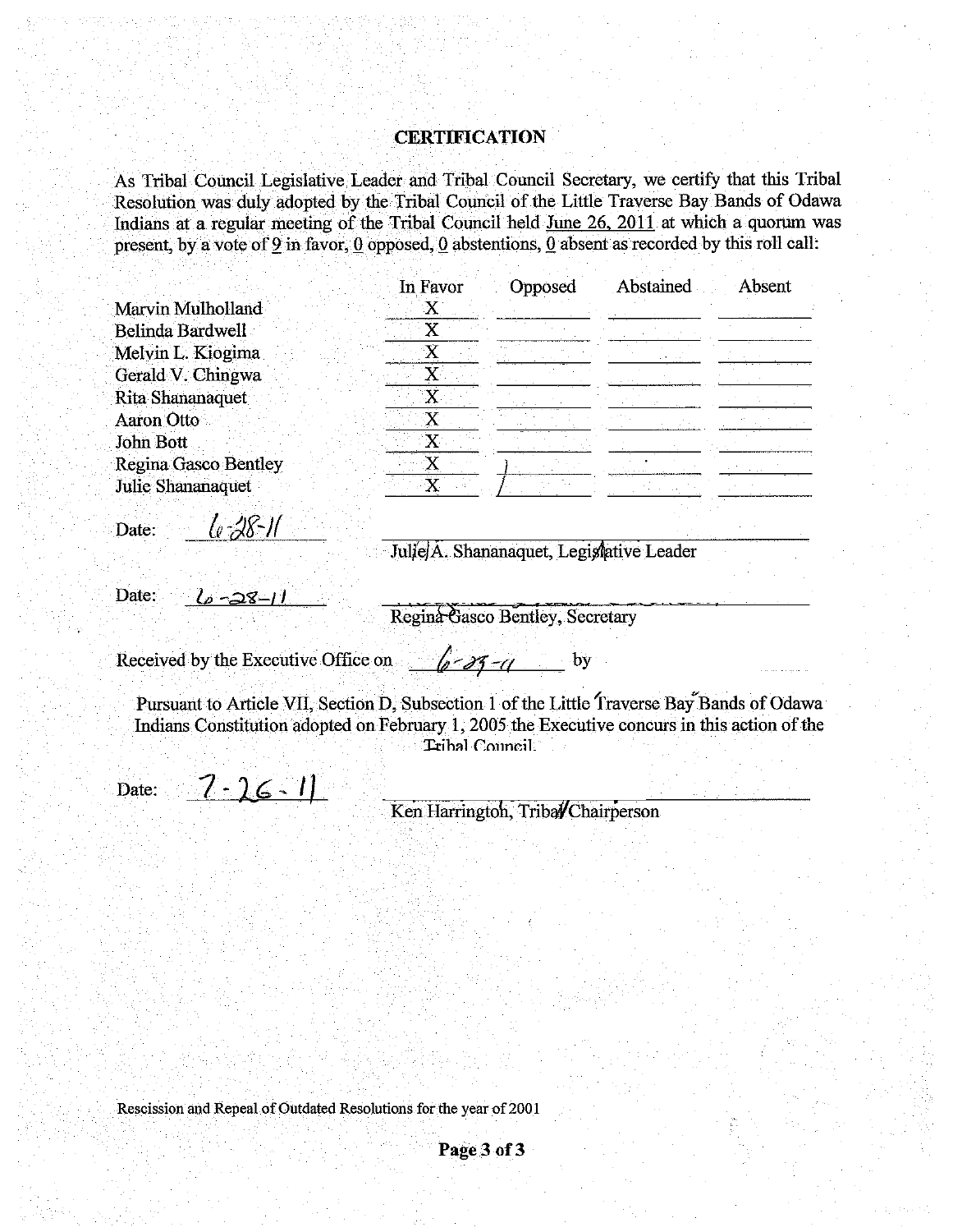## CERTIFICATION

As Tribal Council Legislative Leader and Tribal Council Secretary, we certify that this Tribal Resolution was duly adopted by the Tribal Council of the Little Traverse Bay Bands of Odawa Indians at a regular meeting of the Tribal Council held June 26, 2011 at which a quorum was present, by a vote of 9 in favor, 0 opposed, 0 abstentions, 0 absent as recorded by this roll call:

| | In Favor | Opposed | Abstained | Absent |
|---|---|---|---|---|
| Marvin Mulholland | X | | | |
| Belinda Bardwell | X | | | |
| Melvin L. Kiogima | X | | | |
| Gerald V. Chingwa | X | | | |
| Rita Shananaquet | X | | | |
| Aaron Otto | X | | | |
| John Bott | X | | | |
| Regina Gasco Bentley | X | | | |
| Julie Shananaquet | X | | | |

Date: 6-28-11

Julie A. Shananaquet, Legislative Leader

Date: 6-28-11

Regina Gasco Bentley, Secretary

Received by the Executive Office on 6-29-11 by

Pursuant to Article VII, Section D, Subsection 1 of the Little Traverse Bay Bands of Odawa Indians Constitution adopted on February 1, 2005 the Executive concurs in this action of the Tribal Council.

Date: 7-26-11

Ken Harrington, Tribal Chairperson

Rescission and Repeal of Outdated Resolutions for the year of 2001